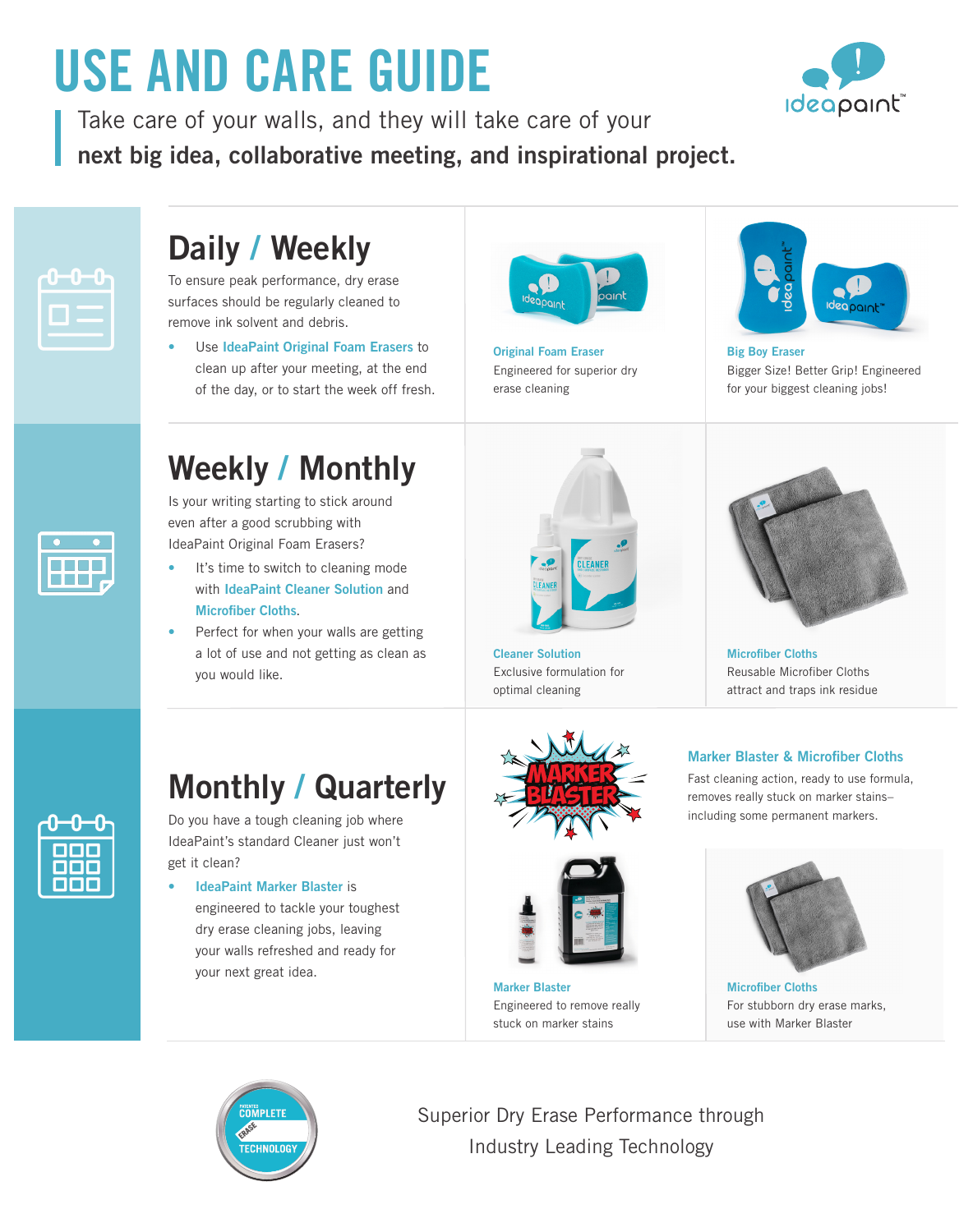# USE AND CARE GUIDE

Take care of your walls, and they will take care of your **next big idea, collaborative meeting, and inspirational project.**

## Daily / Weekly

To ensure peak performance, dry erase surfaces should be regularly cleaned to remove ink solvent and debris.

- Use **IdeaPaint Original Foam Erasers** to clean up after your meeting, at the end of the day, or to start the week off fresh.

**Original Foam Eraser**
Engineered for superior dry erase cleaning

**Big Boy Eraser**
Bigger Size! Better Grip! Engineered for your biggest cleaning jobs!

## Weekly / Monthly

Is your writing starting to stick around even after a good scrubbing with IdeaPaint Original Foam Erasers?

- It's time to switch to cleaning mode with **IdeaPaint Cleaner Solution** and **Microfiber Cloths**.
- Perfect for when your walls are getting a lot of use and not getting as clean as you would like.

**Cleaner Solution**
Exclusive formulation for optimal cleaning

**Microfiber Cloths**
Reusable Microfiber Cloths attract and traps ink residue

## Monthly / Quarterly

Do you have a tough cleaning job where IdeaPaint's standard Cleaner just won't get it clean?

- **IdeaPaint Marker Blaster** is engineered to tackle your toughest dry erase cleaning jobs, leaving your walls refreshed and ready for your next great idea.

**Marker Blaster & Microfiber Cloths**
Fast cleaning action, ready to use formula, removes really stuck on marker stains– including some permanent markers.

**Marker Blaster**
Engineered to remove really stuck on marker stains

**Microfiber Cloths**
For stubborn dry erase marks, use with Marker Blaster

Superior Dry Erase Performance through Industry Leading Technology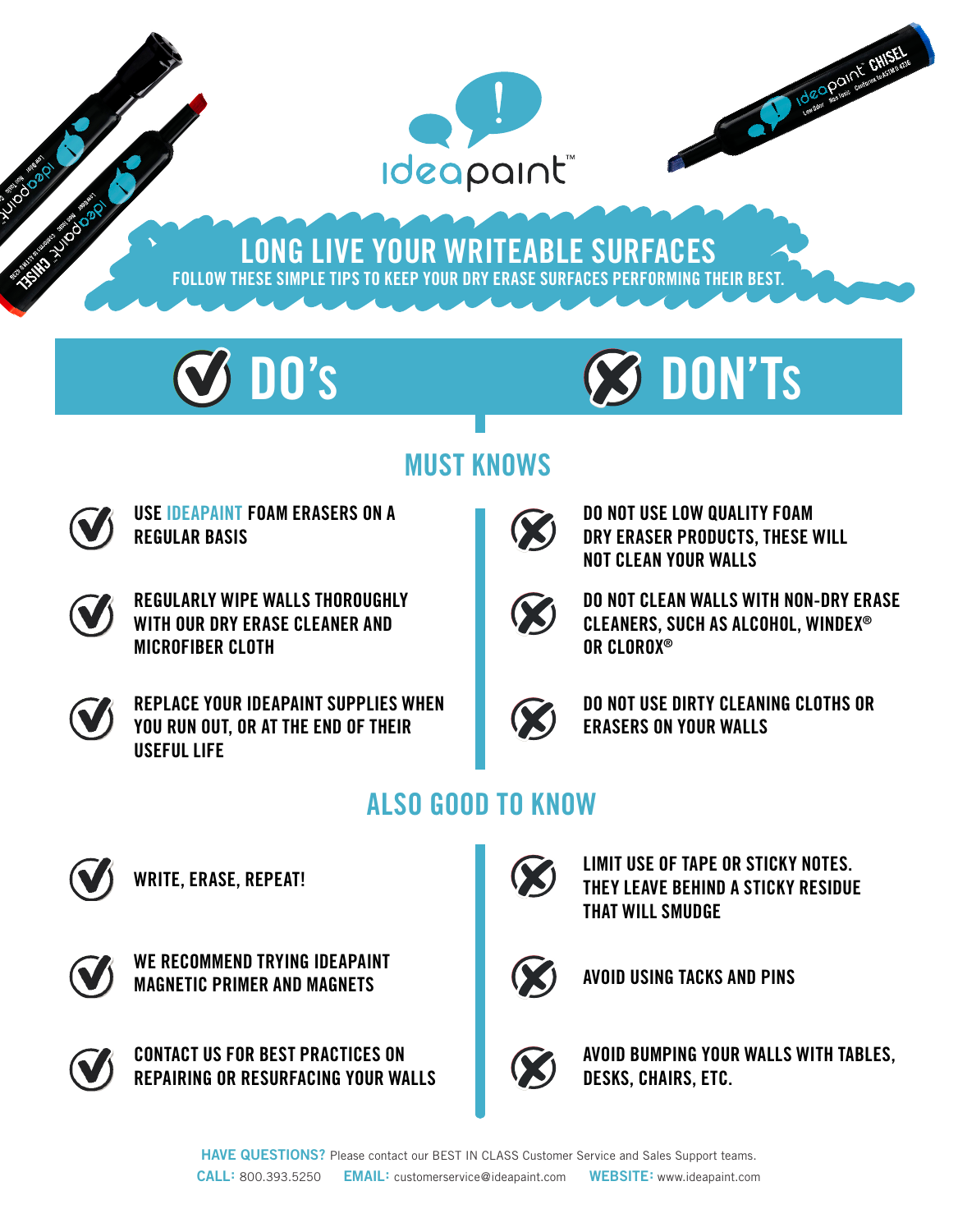ideapaint™

# LONG LIVE YOUR WRITEABLE SURFACES

FOLLOW THESE SIMPLE TIPS TO KEEP YOUR DRY ERASE SURFACES PERFORMING THEIR BEST.

## DO's / DON'Ts

### MUST KNOWS

**DO's**

- USE IDEAPAINT FOAM ERASERS ON A REGULAR BASIS
- REGULARLY WIPE WALLS THOROUGHLY WITH OUR DRY ERASE CLEANER AND MICROFIBER CLOTH
- REPLACE YOUR IDEAPAINT SUPPLIES WHEN YOU RUN OUT, OR AT THE END OF THEIR USEFUL LIFE

**DON'Ts**

- DO NOT USE LOW QUALITY FOAM DRY ERASER PRODUCTS, THESE WILL NOT CLEAN YOUR WALLS
- DO NOT CLEAN WALLS WITH NON-DRY ERASE CLEANERS, SUCH AS ALCOHOL, WINDEX® OR CLOROX®
- DO NOT USE DIRTY CLEANING CLOTHS OR ERASERS ON YOUR WALLS

### ALSO GOOD TO KNOW

**DO's**

- WRITE, ERASE, REPEAT!
- WE RECOMMEND TRYING IDEAPAINT MAGNETIC PRIMER AND MAGNETS
- CONTACT US FOR BEST PRACTICES ON REPAIRING OR RESURFACING YOUR WALLS

**DON'Ts**

- LIMIT USE OF TAPE OR STICKY NOTES. THEY LEAVE BEHIND A STICKY RESIDUE THAT WILL SMUDGE
- AVOID USING TACKS AND PINS
- AVOID BUMPING YOUR WALLS WITH TABLES, DESKS, CHAIRS, ETC.

**HAVE QUESTIONS?** Please contact our BEST IN CLASS Customer Service and Sales Support teams.

**CALL:** 800.393.5250 **EMAIL:** customerservice@ideapaint.com **WEBSITE:** www.ideapaint.com